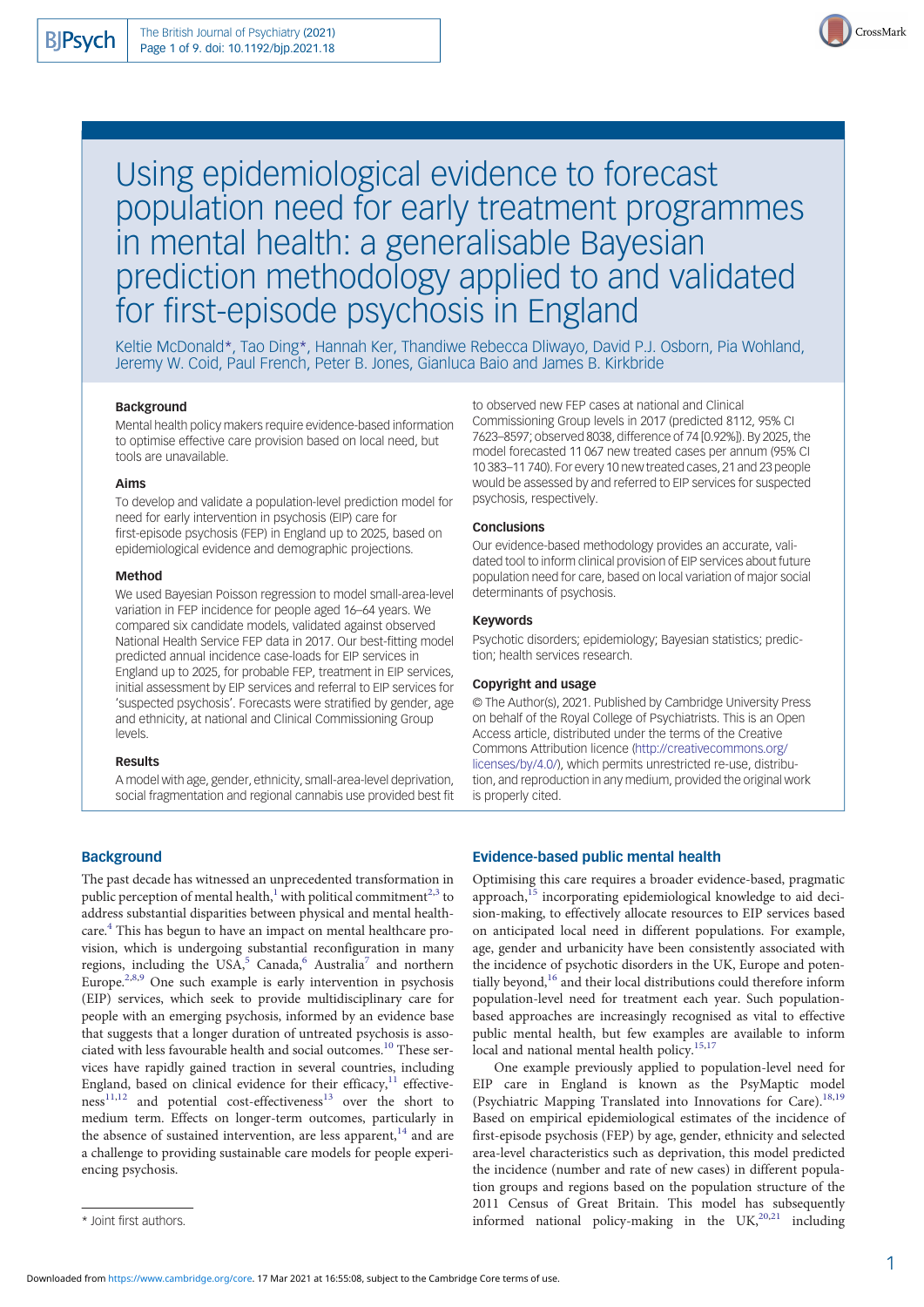# Using epidemiological evidence to forecast population need for early treatment programmes in mental health: a generalisable Bayesian prediction methodology applied to and validated for first-episode psychosis in England

Keltie McDonald*, Tao Ding*, Hannah Ker, Thandiwe Rebecca Dliwayo, David P.J. Osborn, Pia Wohland, Jeremy W. Coid, Paul French, Peter B. Jones, Gianluca Baio and James B. Kirkbride

### Background

Mental health policy makers require evidence-based information to optimise effective care provision based on local need, but tools are unavailable.

### Aims

To develop and validate a population-level prediction model for need for early intervention in psychosis (EIP) care for first-episode psychosis (FEP) in England up to 2025, based on epidemiological evidence and demographic projections.

### Method

We used Bayesian Poisson regression to model small-area-level variation in FEP incidence for people aged 16–64 years. We compared six candidate models, validated against observed National Health Service FEP data in 2017. Our best-fitting model predicted annual incidence case-loads for EIP services in England up to 2025, for probable FEP, treatment in EIP services, initial assessment by EIP services and referral to EIP services for 'suspected psychosis'. Forecasts were stratified by gender, age and ethnicity, at national and Clinical Commissioning Group levels.

### Results

A model with age, gender, ethnicity, small-area-level deprivation, social fragmentation and regional cannabis use provided best fit to observed new FEP cases at national and Clinical Commissioning Group levels in 2017 (predicted 8112, 95% CI 7623–8597; observed 8038, difference of 74 [0.92%]). By 2025, the model forecasted 11 067 new treated cases per annum (95% CI 10 383–11 740). For every 10 new treated cases, 21 and 23 people would be assessed by and referred to EIP services for suspected psychosis, respectively.

### Conclusions

Our evidence-based methodology provides an accurate, validated tool to inform clinical provision of EIP services about future population need for care, based on local variation of major social determinants of psychosis.

### Keywords

Psychotic disorders; epidemiology; Bayesian statistics; prediction; health services research.

### Copyright and usage

© The Author(s), 2021. Published by Cambridge University Press on behalf of the Royal College of Psychiatrists. This is an Open Access article, distributed under the terms of the Creative Commons Attribution licence (http://creativecommons.org/licenses/by/4.0/), which permits unrestricted re-use, distribution, and reproduction in any medium, provided the original work is properly cited.

## Background

The past decade has witnessed an unprecedented transformation in public perception of mental health,[1] with political commitment[2,3] to address substantial disparities between physical and mental healthcare.[4] This has begun to have an impact on mental healthcare provision, which is undergoing substantial reconfiguration in many regions, including the USA,[5] Canada,[6] Australia[7] and northern Europe.[2,8,9] One such example is early intervention in psychosis (EIP) services, which seek to provide multidisciplinary care for people with an emerging psychosis, informed by an evidence base that suggests that a longer duration of untreated psychosis is associated with less favourable health and social outcomes.[10] These services have rapidly gained traction in several countries, including England, based on clinical evidence for their efficacy,[11] effectiveness[11,12] and potential cost-effectiveness[13] over the short to medium term. Effects on longer-term outcomes, particularly in the absence of sustained intervention, are less apparent,[14] and are a challenge to providing sustainable care models for people experiencing psychosis.

## Evidence-based public mental health

Optimising this care requires a broader evidence-based, pragmatic approach,[15] incorporating epidemiological knowledge to aid decision-making, to effectively allocate resources to EIP services based on anticipated local need in different populations. For example, age, gender and urbanicity have been consistently associated with the incidence of psychotic disorders in the UK, Europe and potentially beyond,[16] and their local distributions could therefore inform population-level need for treatment each year. Such population-based approaches are increasingly recognised as vital to effective public mental health, but few examples are available to inform local and national mental health policy.[15,17]

One example previously applied to population-level need for EIP care in England is known as the PsyMaptic model (Psychiatric Mapping Translated into Innovations for Care).[18,19] Based on empirical epidemiological estimates of the incidence of first-episode psychosis (FEP) by age, gender, ethnicity and selected area-level characteristics such as deprivation, this model predicted the incidence (number and rate of new cases) in different population groups and regions based on the population structure of the 2011 Census of Great Britain. This model has subsequently informed national policy-making in the UK,[20,21] including

* Joint first authors.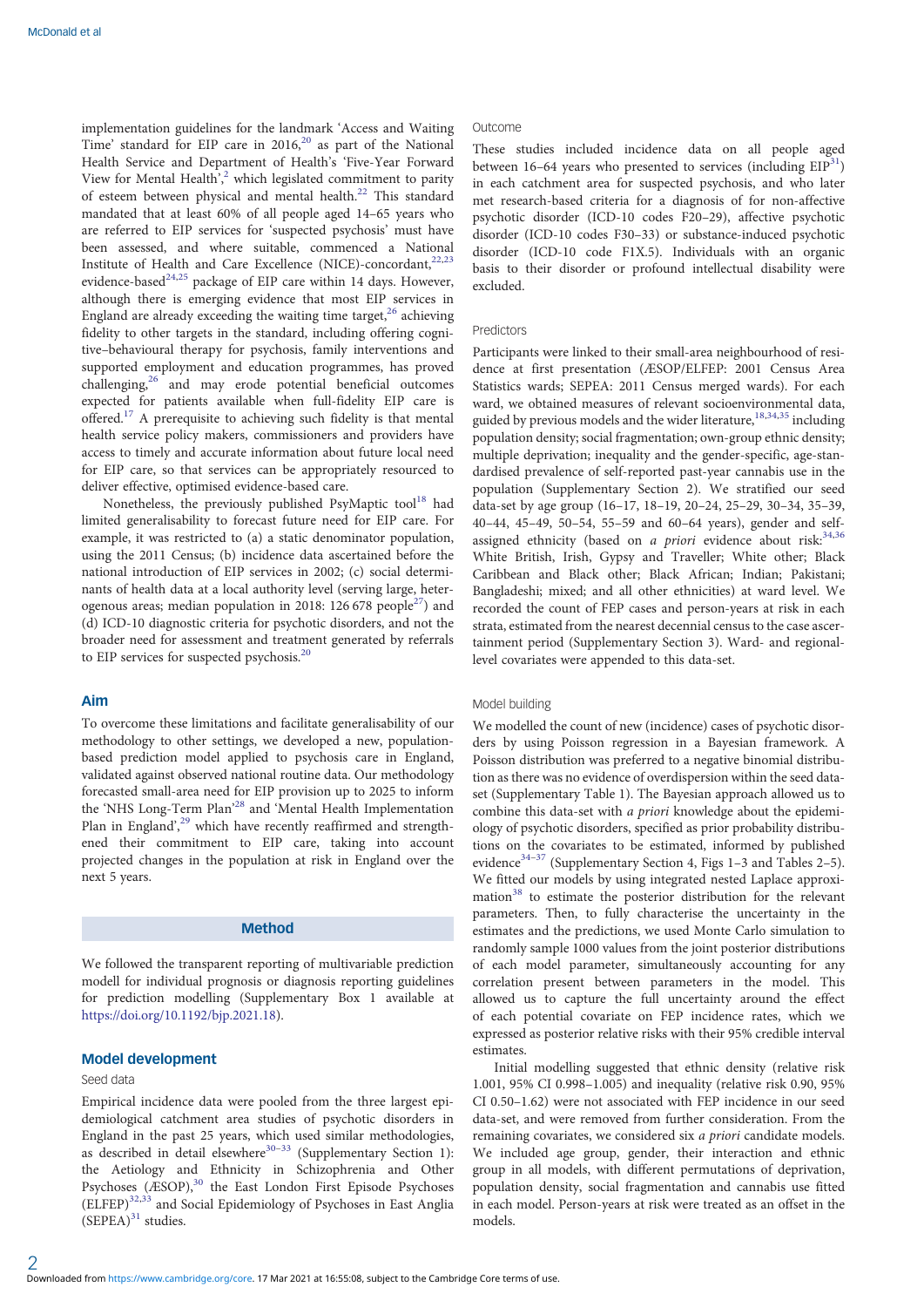implementation guidelines for the landmark 'Access and Waiting Time' standard for EIP care in 2016,[20] as part of the National Health Service and Department of Health's 'Five-Year Forward View for Mental Health',[2] which legislated commitment to parity of esteem between physical and mental health.[22] This standard mandated that at least 60% of all people aged 14–65 years who are referred to EIP services for 'suspected psychosis' must have been assessed, and where suitable, commenced a National Institute of Health and Care Excellence (NICE)-concordant,[22,23] evidence-based[24,25] package of EIP care within 14 days. However, although there is emerging evidence that most EIP services in England are already exceeding the waiting time target,[26] achieving fidelity to other targets in the standard, including offering cognitive–behavioural therapy for psychosis, family interventions and supported employment and education programmes, has proved challenging,[26] and may erode potential beneficial outcomes expected for patients available when full-fidelity EIP care is offered.[17] A prerequisite to achieving such fidelity is that mental health service policy makers, commissioners and providers have access to timely and accurate information about future local need for EIP care, so that services can be appropriately resourced to deliver effective, optimised evidence-based care.

Nonetheless, the previously published PsyMaptic tool[18] had limited generalisability to forecast future need for EIP care. For example, it was restricted to (a) a static denominator population, using the 2011 Census; (b) incidence data ascertained before the national introduction of EIP services in 2002; (c) social determinants of health data at a local authority level (serving large, heterogenous areas; median population in 2018: 126 678 people[27]) and (d) ICD-10 diagnostic criteria for psychotic disorders, and not the broader need for assessment and treatment generated by referrals to EIP services for suspected psychosis.[20]

## Aim

To overcome these limitations and facilitate generalisability of our methodology to other settings, we developed a new, population-based prediction model applied to psychosis care in England, validated against observed national routine data. Our methodology forecasted small-area need for EIP provision up to 2025 to inform the 'NHS Long-Term Plan'[28] and 'Mental Health Implementation Plan in England',[29] which have recently reaffirmed and strengthened their commitment to EIP care, taking into account projected changes in the population at risk in England over the next 5 years.

## Method

We followed the transparent reporting of multivariable prediction modell for individual prognosis or diagnosis reporting guidelines for prediction modelling (Supplementary Box 1 available at https://doi.org/10.1192/bjp.2021.18).

## Model development

### Seed data

Empirical incidence data were pooled from the three largest epidemiological catchment area studies of psychotic disorders in England in the past 25 years, which used similar methodologies, as described in detail elsewhere[30–33] (Supplementary Section 1): the Aetiology and Ethnicity in Schizophrenia and Other Psychoses (ÆSOP),[30] the East London First Episode Psychoses (ELFEP)[32,33] and Social Epidemiology of Psychoses in East Anglia (SEPEA)[31] studies.

### Outcome

These studies included incidence data on all people aged between 16–64 years who presented to services (including EIP[31]) in each catchment area for suspected psychosis, and who later met research-based criteria for a diagnosis of for non-affective psychotic disorder (ICD-10 codes F20–29), affective psychotic disorder (ICD-10 codes F30–33) or substance-induced psychotic disorder (ICD-10 code F1X.5). Individuals with an organic basis to their disorder or profound intellectual disability were excluded.

### Predictors

Participants were linked to their small-area neighbourhood of residence at first presentation (ÆSOP/ELFEP: 2001 Census Area Statistics wards; SEPEA: 2011 Census merged wards). For each ward, we obtained measures of relevant socioenvironmental data, guided by previous models and the wider literature,[18,34,35] including population density; social fragmentation; own-group ethnic density; multiple deprivation; inequality and the gender-specific, age-standardised prevalence of self-reported past-year cannabis use in the population (Supplementary Section 2). We stratified our seed data-set by age group (16–17, 18–19, 20–24, 25–29, 30–34, 35–39, 40–44, 45–49, 50–54, 55–59 and 60–64 years), gender and self-assigned ethnicity (based on *a priori* evidence about risk:[34,36] White British, Irish, Gypsy and Traveller; White other; Black Caribbean and Black other; Black African; Indian; Pakistani; Bangladeshi; mixed; and all other ethnicities) at ward level. We recorded the count of FEP cases and person-years at risk in each strata, estimated from the nearest decennial census to the case ascertainment period (Supplementary Section 3). Ward- and regional-level covariates were appended to this data-set.

### Model building

We modelled the count of new (incidence) cases of psychotic disorders by using Poisson regression in a Bayesian framework. A Poisson distribution was preferred to a negative binomial distribution as there was no evidence of overdispersion within the seed data-set (Supplementary Table 1). The Bayesian approach allowed us to combine this data-set with *a priori* knowledge about the epidemiology of psychotic disorders, specified as prior probability distributions on the covariates to be estimated, informed by published evidence[34–37] (Supplementary Section 4, Figs 1–3 and Tables 2–5). We fitted our models by using integrated nested Laplace approximation[38] to estimate the posterior distribution for the relevant parameters. Then, to fully characterise the uncertainty in the estimates and the predictions, we used Monte Carlo simulation to randomly sample 1000 values from the joint posterior distributions of each model parameter, simultaneously accounting for any correlation present between parameters in the model. This allowed us to capture the full uncertainty around the effect of each potential covariate on FEP incidence rates, which we expressed as posterior relative risks with their 95% credible interval estimates.

Initial modelling suggested that ethnic density (relative risk 1.001, 95% CI 0.998–1.005) and inequality (relative risk 0.90, 95% CI 0.50–1.62) were not associated with FEP incidence in our seed data-set, and were removed from further consideration. From the remaining covariates, we considered six *a priori* candidate models. We included age group, gender, their interaction and ethnic group in all models, with different permutations of deprivation, population density, social fragmentation and cannabis use fitted in each model. Person-years at risk were treated as an offset in the models.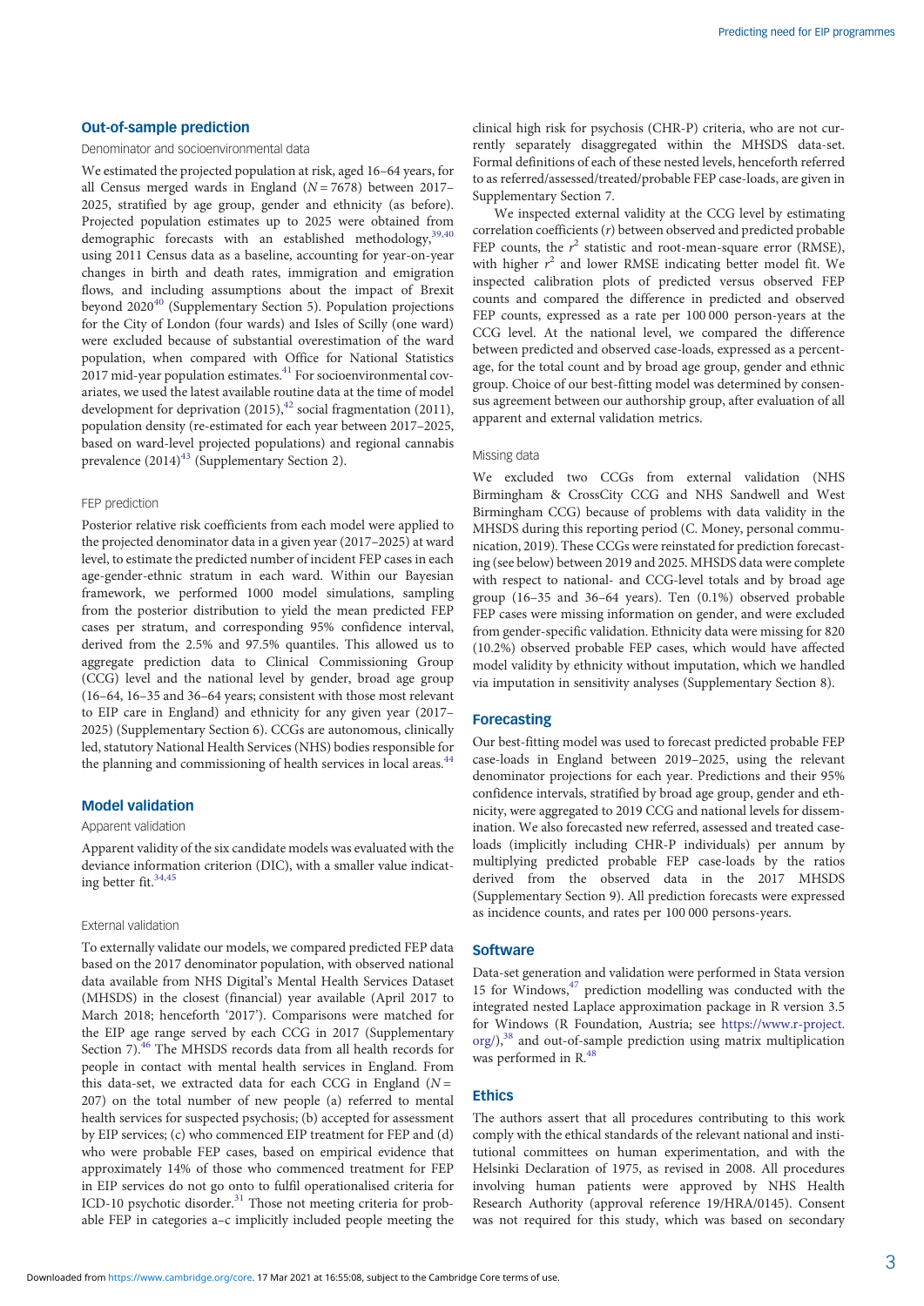## Out-of-sample prediction

### Denominator and socioenvironmental data

We estimated the projected population at risk, aged 16–64 years, for all Census merged wards in England ($N = 7678$) between 2017–2025, stratified by age group, gender and ethnicity (as before). Projected population estimates up to 2025 were obtained from demographic forecasts with an established methodology,[39,40] using 2011 Census data as a baseline, accounting for year-on-year changes in birth and death rates, immigration and emigration flows, and including assumptions about the impact of Brexit beyond 2020[40] (Supplementary Section 5). Population projections for the City of London (four wards) and Isles of Scilly (one ward) were excluded because of substantial overestimation of the ward population, when compared with Office for National Statistics 2017 mid-year population estimates.[41] For socioenvironmental covariates, we used the latest available routine data at the time of model development for deprivation (2015),[42] social fragmentation (2011), population density (re-estimated for each year between 2017–2025, based on ward-level projected populations) and regional cannabis prevalence (2014)[43] (Supplementary Section 2).

### FEP prediction

Posterior relative risk coefficients from each model were applied to the projected denominator data in a given year (2017–2025) at ward level, to estimate the predicted number of incident FEP cases in each age-gender-ethnic stratum in each ward. Within our Bayesian framework, we performed 1000 model simulations, sampling from the posterior distribution to yield the mean predicted FEP cases per stratum, and corresponding 95% confidence interval, derived from the 2.5% and 97.5% quantiles. This allowed us to aggregate prediction data to Clinical Commissioning Group (CCG) level and the national level by gender, broad age group (16–64, 16–35 and 36–64 years; consistent with those most relevant to EIP care in England) and ethnicity for any given year (2017–2025) (Supplementary Section 6). CCGs are autonomous, clinically led, statutory National Health Services (NHS) bodies responsible for the planning and commissioning of health services in local areas.[44]

## Model validation

### Apparent validation

Apparent validity of the six candidate models was evaluated with the deviance information criterion (DIC), with a smaller value indicating better fit.[34,45]

### External validation

To externally validate our models, we compared predicted FEP data based on the 2017 denominator population, with observed national data available from NHS Digital's Mental Health Services Dataset (MHSDS) in the closest (financial) year available (April 2017 to March 2018; henceforth '2017'). Comparisons were matched for the EIP age range served by each CCG in 2017 (Supplementary Section 7).[46] The MHSDS records data from all health records for people in contact with mental health services in England. From this data-set, we extracted data for each CCG in England ($N = 207$) on the total number of new people (a) referred to mental health services for suspected psychosis; (b) accepted for assessment by EIP services; (c) who commenced EIP treatment for FEP and (d) who were probable FEP cases, based on empirical evidence that approximately 14% of those who commenced treatment for FEP in EIP services do not go onto to fulfil operationalised criteria for ICD-10 psychotic disorder.[31] Those not meeting criteria for probable FEP in categories a–c implicitly included people meeting the clinical high risk for psychosis (CHR-P) criteria, who are not currently separately disaggregated within the MHSDS data-set. Formal definitions of each of these nested levels, henceforth referred to as referred/assessed/treated/probable FEP case-loads, are given in Supplementary Section 7.

We inspected external validity at the CCG level by estimating correlation coefficients ($r$) between observed and predicted probable FEP counts, the $r^2$ statistic and root-mean-square error (RMSE), with higher $r^2$ and lower RMSE indicating better model fit. We inspected calibration plots of predicted versus observed FEP counts and compared the difference in predicted and observed FEP counts, expressed as a rate per 100 000 person-years at the CCG level. At the national level, we compared the difference between predicted and observed case-loads, expressed as a percentage, for the total count and by broad age group, gender and ethnic group. Choice of our best-fitting model was determined by consensus agreement between our authorship group, after evaluation of all apparent and external validation metrics.

### Missing data

We excluded two CCGs from external validation (NHS Birmingham & CrossCity CCG and NHS Sandwell and West Birmingham CCG) because of problems with data validity in the MHSDS during this reporting period (C. Money, personal communication, 2019). These CCGs were reinstated for prediction forecasting (see below) between 2019 and 2025. MHSDS data were complete with respect to national- and CCG-level totals and by broad age group (16–35 and 36–64 years). Ten (0.1%) observed probable FEP cases were missing information on gender, and were excluded from gender-specific validation. Ethnicity data were missing for 820 (10.2%) observed probable FEP cases, which would have affected model validity by ethnicity without imputation, which we handled via imputation in sensitivity analyses (Supplementary Section 8).

## Forecasting

Our best-fitting model was used to forecast predicted probable FEP case-loads in England between 2019–2025, using the relevant denominator projections for each year. Predictions and their 95% confidence intervals, stratified by broad age group, gender and ethnicity, were aggregated to 2019 CCG and national levels for dissemination. We also forecasted new referred, assessed and treated case-loads (implicitly including CHR-P individuals) per annum by multiplying predicted probable FEP case-loads by the ratios derived from the observed data in the 2017 MHSDS (Supplementary Section 9). All prediction forecasts were expressed as incidence counts, and rates per 100 000 persons-years.

## Software

Data-set generation and validation were performed in Stata version 15 for Windows,[47] prediction modelling was conducted with the integrated nested Laplace approximation package in R version 3.5 for Windows (R Foundation, Austria; see https://www.r-project.org/),[38] and out-of-sample prediction using matrix multiplication was performed in R.[48]

## Ethics

The authors assert that all procedures contributing to this work comply with the ethical standards of the relevant national and institutional committees on human experimentation, and with the Helsinki Declaration of 1975, as revised in 2008. All procedures involving human patients were approved by NHS Health Research Authority (approval reference 19/HRA/0145). Consent was not required for this study, which was based on secondary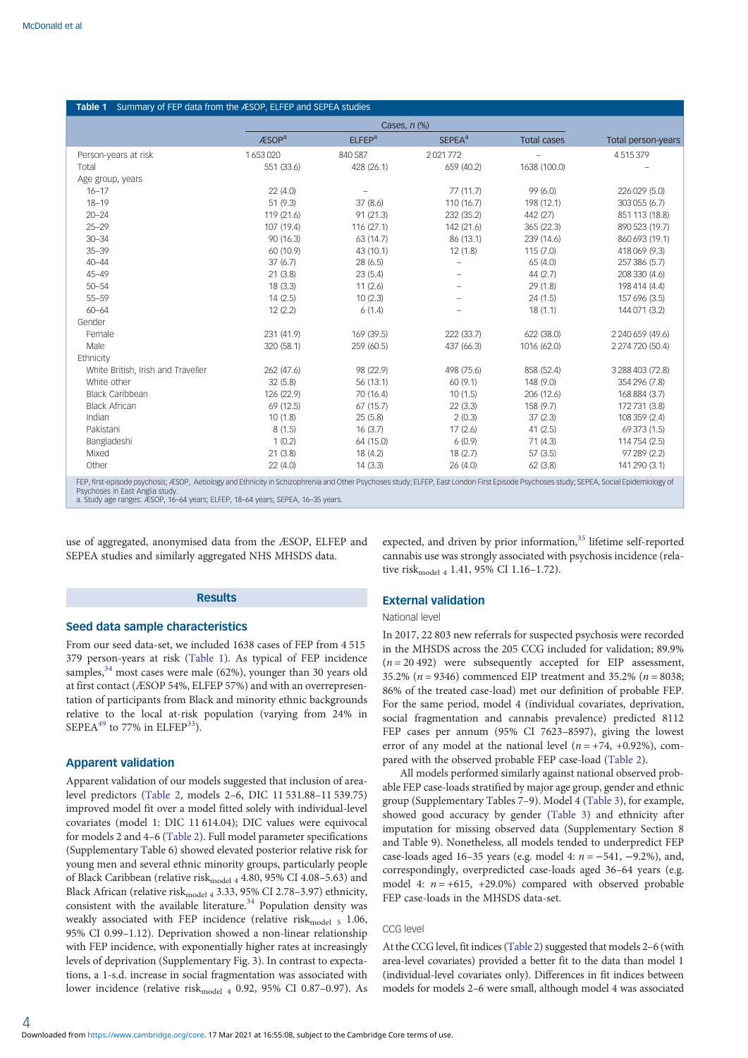**Table 1** Summary of FEP data from the ÆSOP, ELFEP and SEPEA studies

| | Cases, *n* (%) | | | | |
|---|---|---|---|---|---|
| | ÆSOP[a] | ELFEP[a] | SEPEA[a] | Total cases | Total person-years |
| Person-years at risk | 1 653 020 | 840 587 | 2 021 772 | – | 4 515 379 |
| Total | 551 (33.6) | 428 (26.1) | 659 (40.2) | 1638 (100.0) | – |
| Age group, years | | | | | |
| 16–17 | 22 (4.0) | – | 77 (11.7) | 99 (6.0) | 226 029 (5.0) |
| 18–19 | 51 (9.3) | 37 (8.6) | 110 (16.7) | 198 (12.1) | 303 055 (6.7) |
| 20–24 | 119 (21.6) | 91 (21.3) | 232 (35.2) | 442 (27) | 851 113 (18.8) |
| 25–29 | 107 (19.4) | 116 (27.1) | 142 (21.6) | 365 (22.3) | 890 523 (19.7) |
| 30–34 | 90 (16.3) | 63 (14.7) | 86 (13.1) | 239 (14.6) | 860 693 (19.1) |
| 35–39 | 60 (10.9) | 43 (10.1) | 12 (1.8) | 115 (7.0) | 418 069 (9.3) |
| 40–44 | 37 (6.7) | 28 (6.5) | – | 65 (4.0) | 257 386 (5.7) |
| 45–49 | 21 (3.8) | 23 (5.4) | – | 44 (2.7) | 208 330 (4.6) |
| 50–54 | 18 (3.3) | 11 (2.6) | – | 29 (1.8) | 198 414 (4.4) |
| 55–59 | 14 (2.5) | 10 (2.3) | – | 24 (1.5) | 157 696 (3.5) |
| 60–64 | 12 (2.2) | 6 (1.4) | – | 18 (1.1) | 144 071 (3.2) |
| Gender | | | | | |
| Female | 231 (41.9) | 169 (39.5) | 222 (33.7) | 622 (38.0) | 2 240 659 (49.6) |
| Male | 320 (58.1) | 259 (60.5) | 437 (66.3) | 1016 (62.0) | 2 274 720 (50.4) |
| Ethnicity | | | | | |
| White British, Irish and Traveller | 262 (47.6) | 98 (22.9) | 498 (75.6) | 858 (52.4) | 3 288 403 (72.8) |
| White other | 32 (5.8) | 56 (13.1) | 60 (9.1) | 148 (9.0) | 354 296 (7.8) |
| Black Caribbean | 126 (22.9) | 70 (16.4) | 10 (1.5) | 206 (12.6) | 168 884 (3.7) |
| Black African | 69 (12.5) | 67 (15.7) | 22 (3.3) | 158 (9.7) | 172 731 (3.8) |
| Indian | 10 (1.8) | 25 (5.8) | 2 (0.3) | 37 (2.3) | 108 359 (2.4) |
| Pakistani | 8 (1.5) | 16 (3.7) | 17 (2.6) | 41 (2.5) | 69 373 (1.5) |
| Bangladeshi | 1 (0.2) | 64 (15.0) | 6 (0.9) | 71 (4.3) | 114 754 (2.5) |
| Mixed | 21 (3.8) | 18 (4.2) | 18 (2.7) | 57 (3.5) | 97 289 (2.2) |
| Other | 22 (4.0) | 14 (3.3) | 26 (4.0) | 62 (3.8) | 141 290 (3.1) |

FEP, first-episode psychosis; ÆSOP, Aetiology and Ethnicity in Schizophrenia and Other Psychoses study; ELFEP, East London First Episode Psychoses study; SEPEA, Social Epidemiology of Psychoses in East Anglia study.
a. Study age ranges: ÆSOP, 16–64 years; ELFEP, 18–64 years; SEPEA, 16–35 years.

use of aggregated, anonymised data from the ÆSOP, ELFEP and SEPEA studies and similarly aggregated NHS MHSDS data.

## Results

### Seed data sample characteristics

From our seed data-set, we included 1638 cases of FEP from 4 515 379 person-years at risk (Table 1). As typical of FEP incidence samples,[34] most cases were male (62%), younger than 30 years old at first contact (ÆSOP 54%, ELFEP 57%) and with an overrepresentation of participants from Black and minority ethnic backgrounds relative to the local at-risk population (varying from 24% in SEPEA[49] to 77% in ELFEP[33]).

### Apparent validation

Apparent validation of our models suggested that inclusion of area-level predictors (Table 2, models 2–6, DIC 11 531.88–11 539.75) improved model fit over a model fitted solely with individual-level covariates (model 1: DIC 11 614.04); DIC values were equivocal for models 2 and 4–6 (Table 2). Full model parameter specifications (Supplementary Table 6) showed elevated posterior relative risk for young men and several ethnic minority groups, particularly people of Black Caribbean (relative risk$_{\text{model 4}}$ 4.80, 95% CI 4.08–5.63) and Black African (relative risk$_{\text{model 4}}$ 3.33, 95% CI 2.78–3.97) ethnicity, consistent with the available literature.[34] Population density was weakly associated with FEP incidence (relative risk$_{\text{model 5}}$ 1.06, 95% CI 0.99–1.12). Deprivation showed a non-linear relationship with FEP incidence, with exponentially higher rates at increasingly levels of deprivation (Supplementary Fig. 3). In contrast to expectations, a 1-s.d. increase in social fragmentation was associated with lower incidence (relative risk$_{\text{model 4}}$ 0.92, 95% CI 0.87–0.97). As expected, and driven by prior information,[35] lifetime self-reported cannabis use was strongly associated with psychosis incidence (relative risk$_{\text{model 4}}$ 1.41, 95% CI 1.16–1.72).

### External validation

#### National level

In 2017, 22 803 new referrals for suspected psychosis were recorded in the MHSDS across the 205 CCG included for validation; 89.9% ($n = 20\,492$) were subsequently accepted for EIP assessment, 35.2% ($n = 9346$) commenced EIP treatment and 35.2% ($n = 8038$; 86% of the treated case-load) met our definition of probable FEP. For the same period, model 4 (individual covariates, deprivation, social fragmentation and cannabis prevalence) predicted 8112 FEP cases per annum (95% CI 7623–8597), giving the lowest error of any model at the national level ($n = +74$, +0.92%), compared with the observed probable FEP case-load (Table 2).

All models performed similarly against national observed probable FEP case-loads stratified by major age group, gender and ethnic group (Supplementary Tables 7–9). Model 4 (Table 3), for example, showed good accuracy by gender (Table 3) and ethnicity after imputation for missing observed data (Supplementary Section 8 and Table 9). Nonetheless, all models tended to underpredict FEP case-loads aged 16–35 years (e.g. model 4: $n = -541$, −9.2%), and, correspondingly, overpredicted case-loads aged 36–64 years (e.g. model 4: $n = +615$, +29.0%) compared with observed probable FEP case-loads in the MHSDS data-set.

#### CCG level

At the CCG level, fit indices (Table 2) suggested that models 2–6 (with area-level covariates) provided a better fit to the data than model 1 (individual-level covariates only). Differences in fit indices between models for models 2–6 were small, although model 4 was associated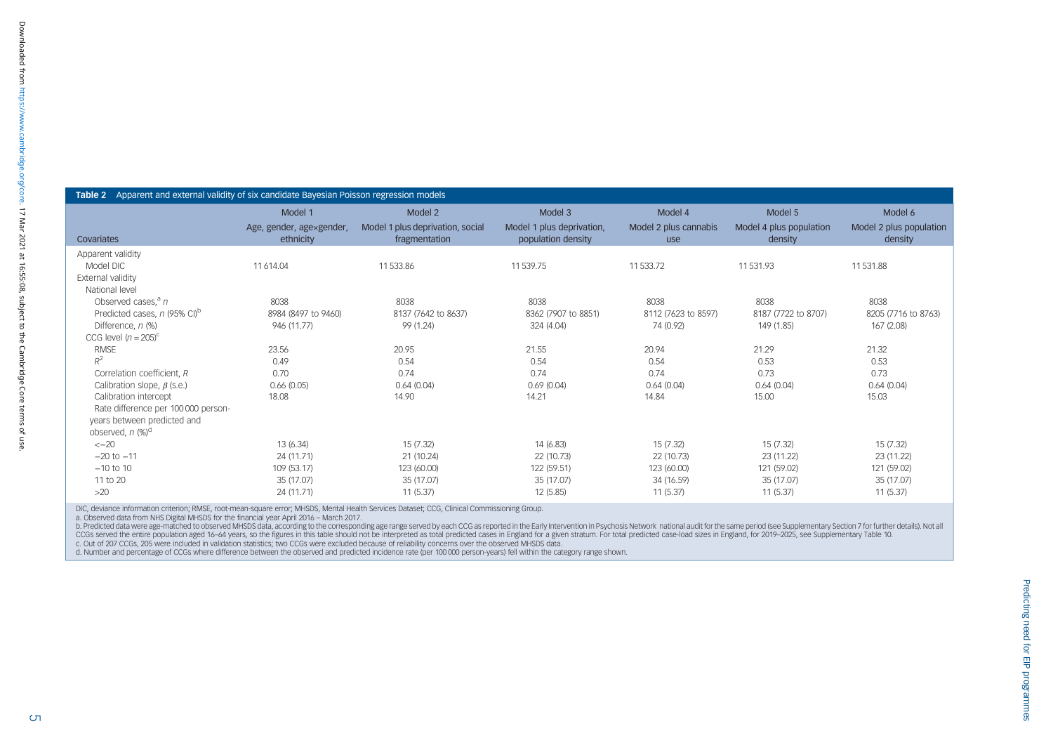**Table 2** Apparent and external validity of six candidate Bayesian Poisson regression models

| Covariates | Model 1<br>Age, gender, age×gender, ethnicity | Model 2<br>Model 1 plus deprivation, social fragmentation | Model 3<br>Model 1 plus deprivation, population density | Model 4<br>Model 2 plus cannabis use | Model 5<br>Model 4 plus population density | Model 6<br>Model 2 plus population density |
|---|---|---|---|---|---|---|
| Apparent validity | | | | | | |
| Model DIC | 11 614.04 | 11 533.86 | 11 539.75 | 11 533.72 | 11 531.93 | 11 531.88 |
| External validity | | | | | | |
| National level | | | | | | |
| Observed cases,[a] *n* | 8038 | 8038 | 8038 | 8038 | 8038 | 8038 |
| Predicted cases, *n* (95% CI)[b] | 8984 (8497 to 9460) | 8137 (7642 to 8637) | 8362 (7907 to 8851) | 8112 (7623 to 8597) | 8187 (7722 to 8707) | 8205 (7716 to 8763) |
| Difference, *n* (%) | 946 (11.77) | 99 (1.24) | 324 (4.04) | 74 (0.92) | 149 (1.85) | 167 (2.08) |
| CCG level ($n = 205$)[c] | | | | | | |
| RMSE | 23.56 | 20.95 | 21.55 | 20.94 | 21.29 | 21.32 |
| $R^2$ | 0.49 | 0.54 | 0.54 | 0.54 | 0.53 | 0.53 |
| Correlation coefficient, *R* | 0.70 | 0.74 | 0.74 | 0.74 | 0.73 | 0.73 |
| Calibration slope, $\beta$ (s.e.) | 0.66 (0.05) | 0.64 (0.04) | 0.69 (0.04) | 0.64 (0.04) | 0.64 (0.04) | 0.64 (0.04) |
| Calibration intercept | 18.08 | 14.90 | 14.21 | 14.84 | 15.00 | 15.03 |
| Rate difference per 100 000 person-years between predicted and observed, *n* (%)[d] | | | | | | |
| <−20 | 13 (6.34) | 15 (7.32) | 14 (6.83) | 15 (7.32) | 15 (7.32) | 15 (7.32) |
| −20 to −11 | 24 (11.71) | 21 (10.24) | 22 (10.73) | 22 (10.73) | 23 (11.22) | 23 (11.22) |
| −10 to 10 | 109 (53.17) | 123 (60.00) | 122 (59.51) | 123 (60.00) | 121 (59.02) | 121 (59.02) |
| 11 to 20 | 35 (17.07) | 35 (17.07) | 35 (17.07) | 34 (16.59) | 35 (17.07) | 35 (17.07) |
| >20 | 24 (11.71) | 11 (5.37) | 12 (5.85) | 11 (5.37) | 11 (5.37) | 11 (5.37) |

DIC, deviance information criterion; RMSE, root-mean-square error; MHSDS, Mental Health Services Dataset; CCG, Clinical Commissioning Group.
a. Observed data from NHS Digital MHSDS for the financial year April 2016 – March 2017.
b. Predicted data were age-matched to observed MHSDS data, according to the corresponding age range served by each CCG as reported in the Early Intervention in Psychosis Network national audit for the same period (see Supplementary Section 7 for further details). Not all CCGs served the entire population aged 16–64 years, so the figures in this table should not be interpreted as total predicted cases in England for a given stratum. For total predicted case-load sizes in England, for 2019–2025, see Supplementary Table 10.
c. Out of 207 CCGs, 205 were included in validation statistics; two CCGs were excluded because of reliability concerns over the observed MHSDS data.
d. Number and percentage of CCGs where difference between the observed and predicted incidence rate (per 100 000 person-years) fell within the category range shown.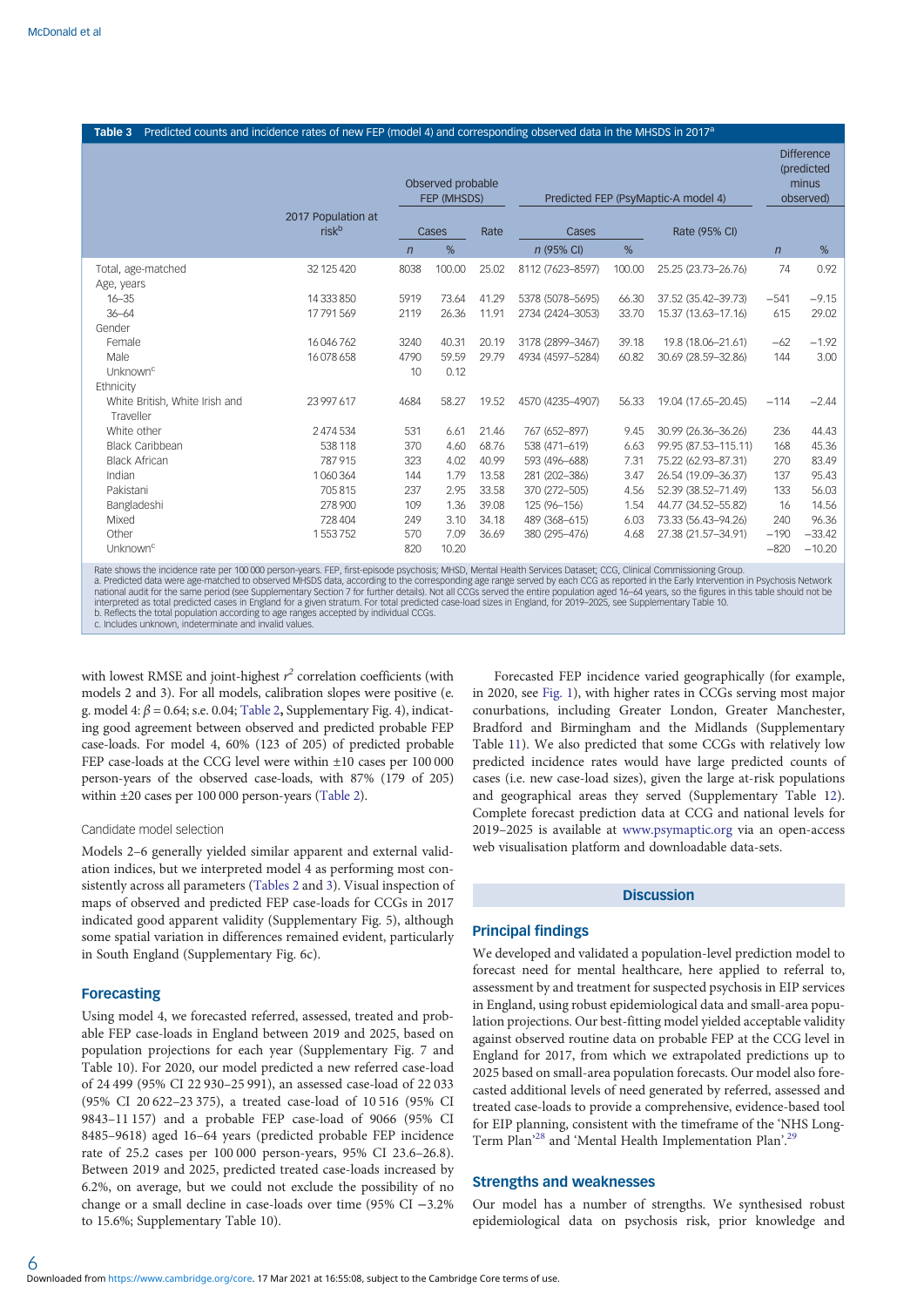**Table 3** Predicted counts and incidence rates of new FEP (model 4) and corresponding observed data in the MHSDS in 2017[a]

| | 2017 Population at risk[b] | Observed probable FEP (MHSDS) | | | Predicted FEP (PsyMaptic-A model 4) | | | Difference (predicted minus observed) | |
|---|---|---|---|---|---|---|---|---|---|
| | | Cases | | Rate | Cases | | Rate (95% CI) | | |
| | | *n* | % | | *n* (95% CI) | % | | *n* | % |
| Total, age-matched | 32 125 420 | 8038 | 100.00 | 25.02 | 8112 (7623–8597) | 100.00 | 25.25 (23.73–26.76) | 74 | 0.92 |
| Age, years | | | | | | | | | |
| 16–35 | 14 333 850 | 5919 | 73.64 | 41.29 | 5378 (5078–5695) | 66.30 | 37.52 (35.42–39.73) | −541 | −9.15 |
| 36–64 | 17 791 569 | 2119 | 26.36 | 11.91 | 2734 (2424–3053) | 33.70 | 15.37 (13.63–17.16) | 615 | 29.02 |
| Gender | | | | | | | | | |
| Female | 16 046 762 | 3240 | 40.31 | 20.19 | 3178 (2899–3467) | 39.18 | 19.8 (18.06–21.61) | −62 | −1.92 |
| Male | 16 078 658 | 4790 | 59.59 | 29.79 | 4934 (4597–5284) | 60.82 | 30.69 (28.59–32.86) | 144 | 3.00 |
| Unknown[c] | | 10 | 0.12 | | | | | | |
| Ethnicity | | | | | | | | | |
| White British, White Irish and Traveller | 23 997 617 | 4684 | 58.27 | 19.52 | 4570 (4235–4907) | 56.33 | 19.04 (17.65–20.45) | −114 | −2.44 |
| White other | 2 474 534 | 531 | 6.61 | 21.46 | 767 (652–897) | 9.45 | 30.99 (26.36–36.26) | 236 | 44.43 |
| Black Caribbean | 538 118 | 370 | 4.60 | 68.76 | 538 (471–619) | 6.63 | 99.95 (87.53–115.11) | 168 | 45.36 |
| Black African | 787 915 | 323 | 4.02 | 40.99 | 593 (496–688) | 7.31 | 75.22 (62.93–87.31) | 270 | 83.49 |
| Indian | 1 060 364 | 144 | 1.79 | 13.58 | 281 (202–386) | 3.47 | 26.54 (19.09–36.37) | 137 | 95.43 |
| Pakistani | 705 815 | 237 | 2.95 | 33.58 | 370 (272–505) | 4.56 | 52.39 (38.52–71.49) | 133 | 56.03 |
| Bangladeshi | 278 900 | 109 | 1.36 | 39.08 | 125 (96–156) | 1.54 | 44.77 (34.52–55.82) | 16 | 14.56 |
| Mixed | 728 404 | 249 | 3.10 | 34.18 | 489 (368–615) | 6.03 | 73.33 (56.43–94.26) | 240 | 96.36 |
| Other | 1 553 752 | 570 | 7.09 | 36.69 | 380 (295–476) | 4.68 | 27.38 (21.57–34.91) | −190 | −33.42 |
| Unknown[c] | | 820 | 10.20 | | | | | −820 | −10.20 |

Rate shows the incidence rate per 100 000 person-years. FEP, first-episode psychosis; MHSD, Mental Health Services Dataset; CCG, Clinical Commissioning Group.
a. Predicted data were age-matched to observed MHSDS data, according to the corresponding age range served by each CCG as reported in the Early Intervention in Psychosis Network national audit for the same period (see Supplementary Section 7 for further details). Not all CCGs served the entire population aged 16–64 years, so the figures in this table should not be interpreted as total predicted cases in England for a given stratum. For total predicted case-load sizes in England, for 2019–2025, see Supplementary Table 10.
b. Reflects the total population according to age ranges accepted by individual CCGs.
c. Includes unknown, indeterminate and invalid values.

with lowest RMSE and joint-highest $r^2$ correlation coefficients (with models 2 and 3). For all models, calibration slopes were positive (e.g. model 4: $\beta = 0.64$; s.e. 0.04; Table 2, Supplementary Fig. 4), indicating good agreement between observed and predicted probable FEP case-loads. For model 4, 60% (123 of 205) of predicted probable FEP case-loads at the CCG level were within ±10 cases per 100 000 person-years of the observed case-loads, with 87% (179 of 205) within ±20 cases per 100 000 person-years (Table 2).

### Candidate model selection

Models 2–6 generally yielded similar apparent and external validation indices, but we interpreted model 4 as performing most consistently across all parameters (Tables 2 and 3). Visual inspection of maps of observed and predicted FEP case-loads for CCGs in 2017 indicated good apparent validity (Supplementary Fig. 5), although some spatial variation in differences remained evident, particularly in South England (Supplementary Fig. 6c).

## Forecasting

Using model 4, we forecasted referred, assessed, treated and probable FEP case-loads in England between 2019 and 2025, based on population projections for each year (Supplementary Fig. 7 and Table 10). For 2020, our model predicted a new referred case-load of 24 499 (95% CI 22 930–25 991), an assessed case-load of 22 033 (95% CI 20 622–23 375), a treated case-load of 10 516 (95% CI 9843–11 157) and a probable FEP case-load of 9066 (95% CI 8485–9618) aged 16–64 years (predicted probable FEP incidence rate of 25.2 cases per 100 000 person-years, 95% CI 23.6–26.8). Between 2019 and 2025, predicted treated case-loads increased by 6.2%, on average, but we could not exclude the possibility of no change or a small decline in case-loads over time (95% CI −3.2% to 15.6%; Supplementary Table 10).

Forecasted FEP incidence varied geographically (for example, in 2020, see Fig. 1), with higher rates in CCGs serving most major conurbations, including Greater London, Greater Manchester, Bradford and Birmingham and the Midlands (Supplementary Table 11). We also predicted that some CCGs with relatively low predicted incidence rates would have large predicted counts of cases (i.e. new case-load sizes), given the large at-risk populations and geographical areas they served (Supplementary Table 12). Complete forecast prediction data at CCG and national levels for 2019–2025 is available at www.psymaptic.org via an open-access web visualisation platform and downloadable data-sets.

# Discussion

## Principal findings

We developed and validated a population-level prediction model to forecast need for mental healthcare, here applied to referral to, assessment by and treatment for suspected psychosis in EIP services in England, using robust epidemiological data and small-area population projections. Our best-fitting model yielded acceptable validity against observed routine data on probable FEP at the CCG level in England for 2017, from which we extrapolated predictions up to 2025 based on small-area population forecasts. Our model also forecasted additional levels of need generated by referred, assessed and treated case-loads to provide a comprehensive, evidence-based tool for EIP planning, consistent with the timeframe of the 'NHS Long-Term Plan'[28] and 'Mental Health Implementation Plan'.[29]

## Strengths and weaknesses

Our model has a number of strengths. We synthesised robust epidemiological data on psychosis risk, prior knowledge and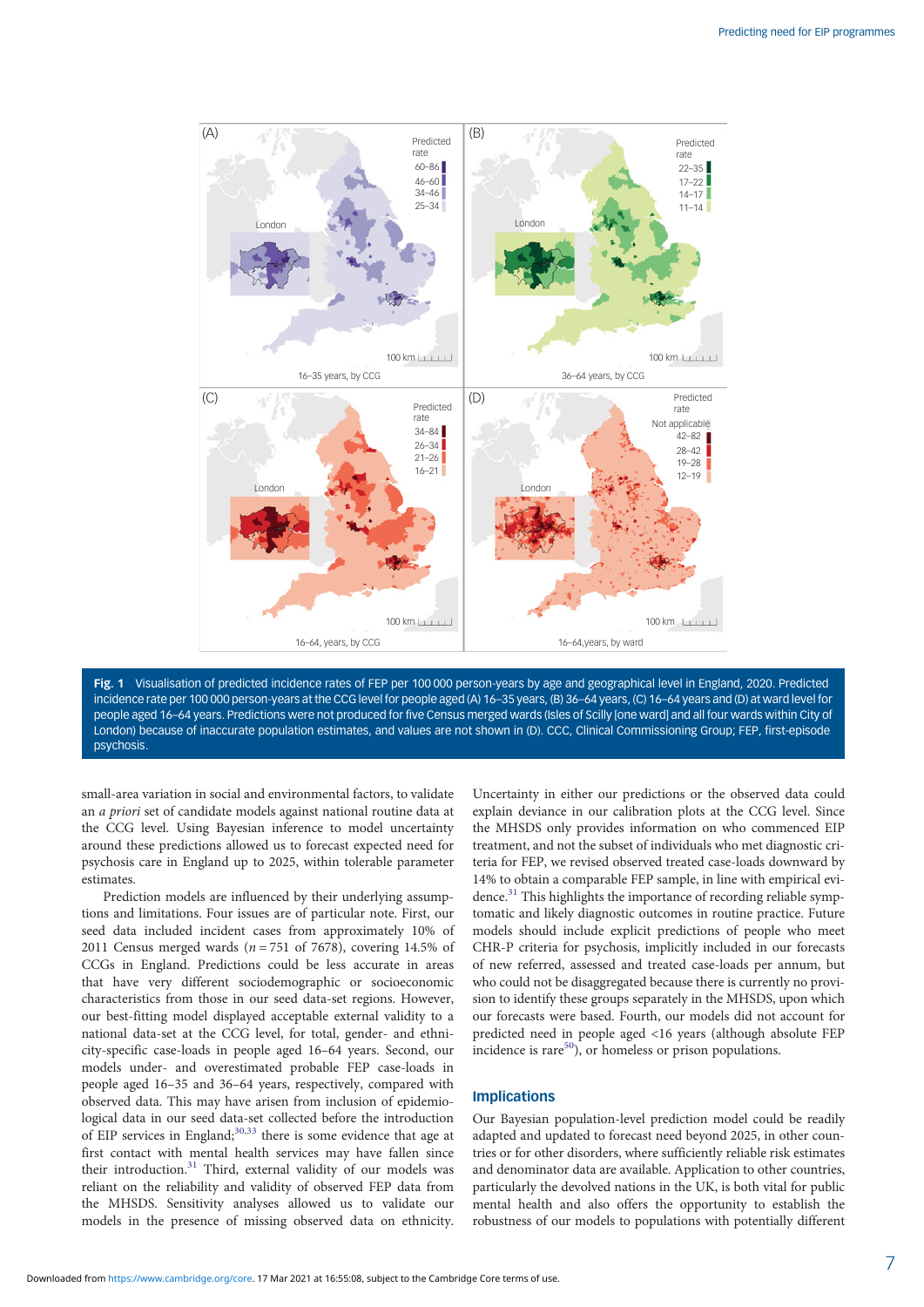Fig. 1 Visualisation of predicted incidence rates of FEP per 100 000 person-years by age and geographical level in England, 2020. Predicted incidence rate per 100 000 person-years at the CCG level for people aged (A) 16–35 years, (B) 36–64 years, (C) 16–64 years and (D) at ward level for people aged 16–64 years. Predictions were not produced for five Census merged wards (Isles of Scilly [one ward] and all four wards within City of London) because of inaccurate population estimates, and values are not shown in (D). CCC, Clinical Commissioning Group; FEP, first-episode psychosis.

small-area variation in social and environmental factors, to validate an *a priori* set of candidate models against national routine data at the CCG level. Using Bayesian inference to model uncertainty around these predictions allowed us to forecast expected need for psychosis care in England up to 2025, within tolerable parameter estimates.

Prediction models are influenced by their underlying assumptions and limitations. Four issues are of particular note. First, our seed data included incident cases from approximately 10% of 2011 Census merged wards ($n = 751$ of 7678), covering 14.5% of CCGs in England. Predictions could be less accurate in areas that have very different sociodemographic or socioeconomic characteristics from those in our seed data-set regions. However, our best-fitting model displayed acceptable external validity to a national data-set at the CCG level, for total, gender- and ethnicity-specific case-loads in people aged 16–64 years. Second, our models under- and overestimated probable FEP case-loads in people aged 16–35 and 36–64 years, respectively, compared with observed data. This may have arisen from inclusion of epidemiological data in our seed data-set collected before the introduction of EIP services in England;[30,33] there is some evidence that age at first contact with mental health services may have fallen since their introduction.[31] Third, external validity of our models was reliant on the reliability and validity of observed FEP data from the MHSDS. Sensitivity analyses allowed us to validate our models in the presence of missing observed data on ethnicity. Uncertainty in either our predictions or the observed data could explain deviance in our calibration plots at the CCG level. Since the MHSDS only provides information on who commenced EIP treatment, and not the subset of individuals who met diagnostic criteria for FEP, we revised observed treated case-loads downward by 14% to obtain a comparable FEP sample, in line with empirical evidence.[31] This highlights the importance of recording reliable symptomatic and likely diagnostic outcomes in routine practice. Future models should include explicit predictions of people who meet CHR-P criteria for psychosis, implicitly included in our forecasts of new referred, assessed and treated case-loads per annum, but who could not be disaggregated because there is currently no provision to identify these groups separately in the MHSDS, upon which our forecasts were based. Fourth, our models did not account for predicted need in people aged <16 years (although absolute FEP incidence is rare[50]), or homeless or prison populations.

## Implications

Our Bayesian population-level prediction model could be readily adapted and updated to forecast need beyond 2025, in other countries or for other disorders, where sufficiently reliable risk estimates and denominator data are available. Application to other countries, particularly the devolved nations in the UK, is both vital for public mental health and also offers the opportunity to establish the robustness of our models to populations with potentially different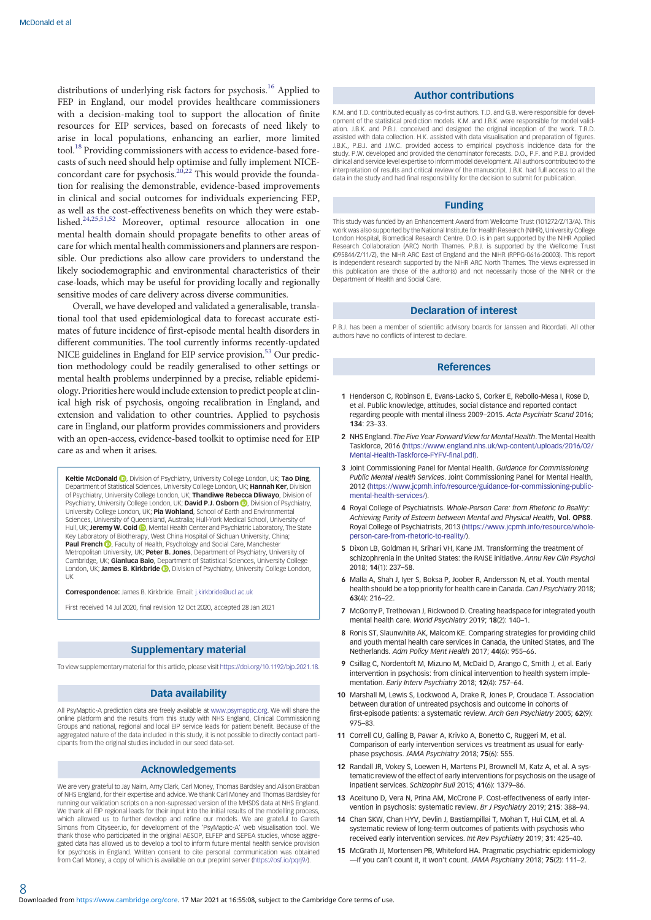distributions of underlying risk factors for psychosis.[16] Applied to FEP in England, our model provides healthcare commissioners with a decision-making tool to support the allocation of finite resources for EIP services, based on forecasts of need likely to arise in local populations, enhancing an earlier, more limited tool.[18] Providing commissioners with access to evidence-based forecasts of such need should help optimise and fully implement NICE-concordant care for psychosis.[20,22] This would provide the foundation for realising the demonstrable, evidence-based improvements in clinical and social outcomes for individuals experiencing FEP, as well as the cost-effectiveness benefits on which they were established.[24,25,51,52] Moreover, optimal resource allocation in one mental health domain should propagate benefits to other areas of care for which mental health commissioners and planners are responsible. Our predictions also allow care providers to understand the likely sociodemographic and environmental characteristics of their case-loads, which may be useful for providing locally and regionally sensitive modes of care delivery across diverse communities.

Overall, we have developed and validated a generalisable, translational tool that used epidemiological data to forecast accurate estimates of future incidence of first-episode mental health disorders in different communities. The tool currently informs recently-updated NICE guidelines in England for EIP service provision.[53] Our prediction methodology could be readily generalised to other settings or mental health problems underpinned by a precise, reliable epidemiology. Priorities here would include extension to predict people at clinical high risk of psychosis, ongoing recalibration in England, and extension and validation to other countries. Applied to psychosis care in England, our platform provides commissioners and providers with an open-access, evidence-based toolkit to optimise need for EIP care as and when it arises.

**Keltie McDonald**, Division of Psychiatry, University College London, UK; **Tao Ding**, Department of Statistical Sciences, University College London, UK; **Hannah Ker**, Division of Psychiatry, University College London, UK; **Thandiwe Rebecca Dliwayo**, Division of Psychiatry, University College London, UK; **David P.J. Osborn**, Division of Psychiatry, University College London, UK; **Pia Wohland**, School of Earth and Environmental Sciences, University of Queensland, Australia; Hull-York Medical School, University of Hull, UK; **Jeremy W. Coid**, Mental Health Center and Psychiatric Laboratory, The State Key Laboratory of Biotherapy, West China Hospital of Sichuan University, China; **Paul French**, Faculty of Health, Psychology and Social Care, Manchester Metropolitan University, UK; **Peter B. Jones**, Department of Psychiatry, University of Cambridge, UK; **Gianluca Baio**, Department of Statistical Sciences, University College London, UK; **James B. Kirkbride**, Division of Psychiatry, University College London, UK

**Correspondence:** James B. Kirkbride. Email: j.kirkbride@ucl.ac.uk

First received 14 Jul 2020, final revision 12 Oct 2020, accepted 28 Jan 2021

## Supplementary material

To view supplementary material for this article, please visit https://doi.org/10.1192/bjp.2021.18.

## Data availability

All PsyMaptic-A prediction data are freely available at www.psymaptic.org. We will share the online platform and the results from this study with NHS England, Clinical Commissioning Groups and national, regional and local EIP service leads for patient benefit. Because of the aggregated nature of the data included in this study, it is not possible to directly contact participants from the original studies included in our seed data-set.

## Acknowledgements

We are very grateful to Jay Nairn, Amy Clark, Carl Money, Thomas Bardsley and Alison Brabban of NHS England, for their expertise and advice. We thank Carl Money and Thomas Bardsley for running our validation scripts on a non-supressed version of the MHSDS data at NHS England. We thank all EIP regional leads for their input into the initial results of the modelling process, which allowed us to further develop and refine our models. We are grateful to Gareth Simons from Cityseer.io, for development of the 'PsyMaptic-A' web visualisation tool. We thank those who participated in the original AESOP, ELFEP and SEPEA studies, whose aggregated data has allowed us to develop a tool to inform future mental health service provision for psychosis in England. Written consent to cite personal communication was obtained from Carl Money, a copy of which is available on our preprint server (https://osf.io/pqrj9/).

## Author contributions

K.M. and T.D. contributed equally as co-first authors. T.D. and G.B. were responsible for development of the statistical prediction models. K.M. and J.B.K. were responsible for model validation. J.B.K. and P.B.J. conceived and designed the original inception of the work. T.R.D. assisted with data collection. H.K. assisted with data visualisation and preparation of figures. J.B.K., P.B.J. and J.W.C. provided access to empirical psychosis incidence data for the study. P.W. developed and provided the denominator forecasts. D.O., P.F. and P.B.J. provided clinical and service level expertise to inform model development. All authors contributed to the interpretation of results and critical review of the manuscript. J.B.K. had full access to all the data in the study and had final responsibility for the decision to submit for publication.

## Funding

This study was funded by an Enhancement Award from Wellcome Trust (101272/Z/13/A). This work was also supported by the National Institute for Health Research (NIHR), University College London Hospital, Biomedical Research Centre. D.O. is in part supported by the NIHR Applied Research Collaboration (ARC) North Thames. P.B.J. is supported by the Wellcome Trust (095844/Z/11/Z), the NIHR ARC East of England and the NIHR (RPPG-0616-20003). This report is independent research supported by the NIHR ARC North Thames. The views expressed in this publication are those of the author(s) and not necessarily those of the NIHR or the Department of Health and Social Care.

## Declaration of interest

P.B.J. has been a member of scientific advisory boards for Janssen and Ricordati. All other authors have no conflicts of interest to declare.

## References

1. Henderson C, Robinson E, Evans-Lacko S, Corker E, Rebollo-Mesa I, Rose D, et al. Public knowledge, attitudes, social distance and reported contact regarding people with mental illness 2009–2015. *Acta Psychiatr Scand* 2016; **134**: 23–33.
2. NHS England. *The Five Year Forward View for Mental Health*. The Mental Health Taskforce, 2016 (https://www.england.nhs.uk/wp-content/uploads/2016/02/Mental-Health-Taskforce-FYFV-final.pdf).
3. Joint Commissioning Panel for Mental Health. *Guidance for Commissioning Public Mental Health Services*. Joint Commissioning Panel for Mental Health, 2012 (https://www.jcpmh.info/resource/guidance-for-commissioning-public-mental-health-services/).
4. Royal College of Psychiatrists. *Whole-Person Care: from Rhetoric to Reality: Achieving Parity of Esteem between Mental and Physical Health*, **Vol. OP88**. Royal College of Psychiatrists, 2013 (https://www.jcpmh.info/resource/whole-person-care-from-rhetoric-to-reality/).
5. Dixon LB, Goldman H, Srihari VH, Kane JM. Transforming the treatment of schizophrenia in the United States: the RAISE initiative. *Annu Rev Clin Psychol* 2018; **14**(1): 237–58.
6. Malla A, Shah J, Iyer S, Boksa P, Joober R, Andersson N, et al. Youth mental health should be a top priority for health care in Canada. *Can J Psychiatry* 2018; **63**(4): 216–22.
7. McGorry P, Trethowan J, Rickwood D. Creating headspace for integrated youth mental health care. *World Psychiatry* 2019; **18**(2): 140–1.
8. Ronis ST, Slaunwhite AK, Malcom KE. Comparing strategies for providing child and youth mental health care services in Canada, the United States, and The Netherlands. *Adm Policy Ment Health* 2017; **44**(6): 955–66.
9. Csillag C, Nordentoft M, Mizuno M, McDaid D, Arango C, Smith J, et al. Early intervention in psychosis: from clinical intervention to health system implementation. *Early Interv Psychiatry* 2018; **12**(4): 757–64.
10. Marshall M, Lewis S, Lockwood A, Drake R, Jones P, Croudace T. Association between duration of untreated psychosis and outcome in cohorts of first-episode patients: a systematic review. *Arch Gen Psychiatry* 2005; **62**(9): 975–83.
11. Correll CU, Galling B, Pawar A, Krivko A, Bonetto C, Ruggeri M, et al. Comparison of early intervention services vs treatment as usual for early-phase psychosis. *JAMA Psychiatry* 2018; **75**(6): 555.
12. Randall JR, Vokey S, Loewen H, Martens PJ, Brownell M, Katz A, et al. A systematic review of the effect of early interventions for psychosis on the usage of inpatient services. *Schizophr Bull* 2015; **41**(6): 1379–86.
13. Aceituno D, Vera N, Prina AM, McCrone P. Cost-effectiveness of early intervention in psychosis: systematic review. *Br J Psychiatry* 2019; **215**: 388–94.
14. Chan SKW, Chan HYV, Devlin J, Bastiampillai T, Mohan T, Hui CLM, et al. A systematic review of long-term outcomes of patients with psychosis who received early intervention services. *Int Rev Psychiatry* 2019; **31**: 425–40.
15. McGrath JJ, Mortensen PB, Whiteford HA. Pragmatic psychiatric epidemiology—if you can't count it, it won't count. *JAMA Psychiatry* 2018; **75**(2): 111–2.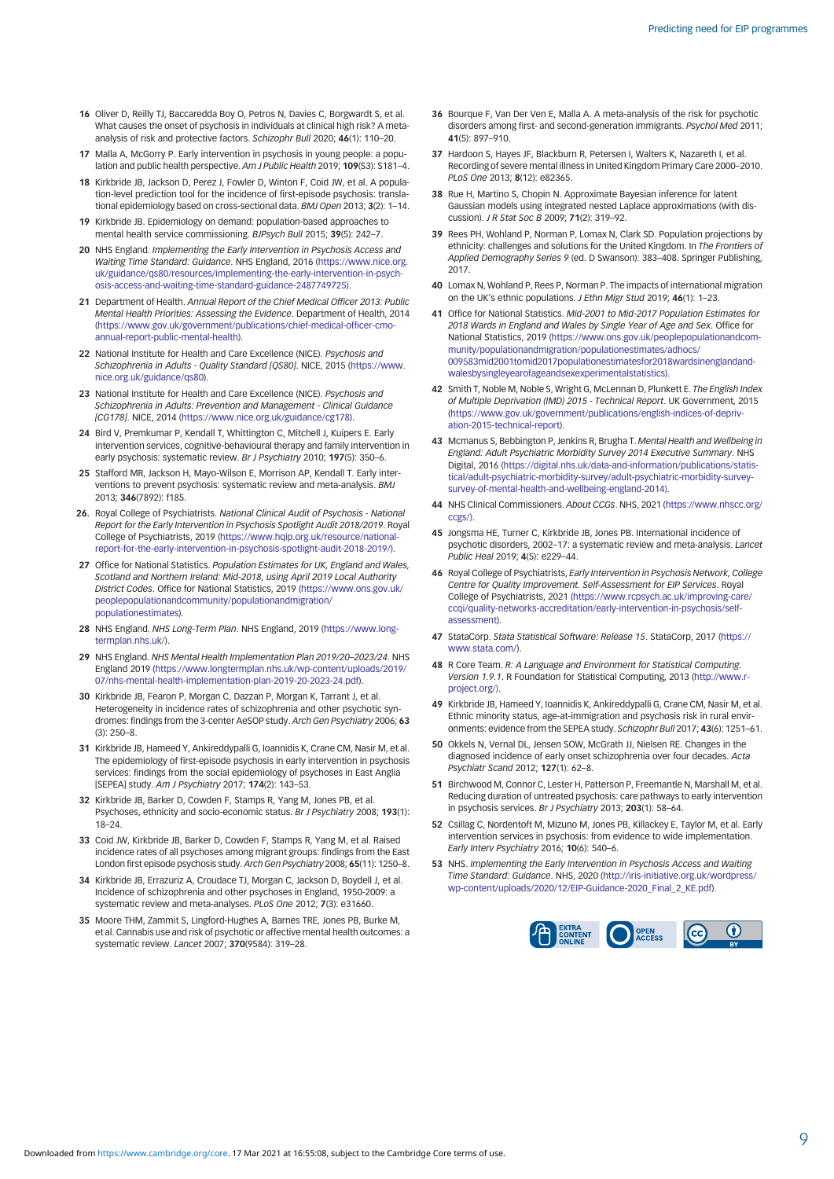16 Oliver D, Reilly TJ, Baccaredda Boy O, Petros N, Davies C, Borgwardt S, et al. What causes the onset of psychosis in individuals at clinical high risk? A meta-analysis of risk and protective factors. *Schizophr Bull* 2020; **46**(1): 110–20.

17 Malla A, McGorry P. Early intervention in psychosis in young people: a population and public health perspective. *Am J Public Health* 2019; **109**(S3): S181–4.

18 Kirkbride JB, Jackson D, Perez J, Fowler D, Winton F, Coid JW, et al. A population-level prediction tool for the incidence of first-episode psychosis: translational epidemiology based on cross-sectional data. *BMJ Open* 2013; **3**(2): 1–14.

19 Kirkbride JB. Epidemiology on demand: population-based approaches to mental health service commissioning. *BJPsych Bull* 2015; **39**(5): 242–7.

20 NHS England. *Implementing the Early Intervention in Psychosis Access and Waiting Time Standard: Guidance*. NHS England, 2016 (https://www.nice.org.uk/guidance/qs80/resources/implementing-the-early-intervention-in-psychosis-access-and-waiting-time-standard-guidance-2487749725).

21 Department of Health. *Annual Report of the Chief Medical Officer 2013: Public Mental Health Priorities: Assessing the Evidence*. Department of Health, 2014 (https://www.gov.uk/government/publications/chief-medical-officer-cmo-annual-report-public-mental-health).

22 National Institute for Health and Care Excellence (NICE). *Psychosis and Schizophrenia in Adults - Quality Standard [QS80]*. NICE, 2015 (https://www.nice.org.uk/guidance/qs80).

23 National Institute for Health and Care Excellence (NICE). *Psychosis and Schizophrenia in Adults: Prevention and Management - Clinical Guidance [CG178]*. NICE, 2014 (https://www.nice.org.uk/guidance/cg178).

24 Bird V, Premkumar P, Kendall T, Whittington C, Mitchell J, Kuipers E. Early intervention services, cognitive-behavioural therapy and family intervention in early psychosis: systematic review. *Br J Psychiatry* 2010; **197**(5): 350–6.

25 Stafford MR, Jackson H, Mayo-Wilson E, Morrison AP, Kendall T. Early interventions to prevent psychosis: systematic review and meta-analysis. *BMJ* 2013; **346**(7892): f185.

26. Royal College of Psychiatrists. *National Clinical Audit of Psychosis - National Report for the Early Intervention in Psychosis Spotlight Audit 2018/2019*. Royal College of Psychiatrists, 2019 (https://www.hqip.org.uk/resource/national-report-for-the-early-intervention-in-psychosis-spotlight-audit-2018-2019/).

27 Office for National Statistics. *Population Estimates for UK, England and Wales, Scotland and Northern Ireland: Mid-2018, using April 2019 Local Authority District Codes*. Office for National Statistics, 2019 (https://www.ons.gov.uk/peoplepopulationandcommunity/populationandmigration/populationestimates).

28 NHS England. *NHS Long-Term Plan*. NHS England, 2019 (https://www.longtermplan.nhs.uk/).

29 NHS England. *NHS Mental Health Implementation Plan 2019/20–2023/24*. NHS England 2019 (https://www.longtermplan.nhs.uk/wp-content/uploads/2019/07/nhs-mental-health-implementation-plan-2019-20-2023-24.pdf).

30 Kirkbride JB, Fearon P, Morgan C, Dazzan P, Morgan K, Tarrant J, et al. Heterogeneity in incidence rates of schizophrenia and other psychotic syndromes: findings from the 3-center AeSOP study. *Arch Gen Psychiatry* 2006; **63**(3): 250–8.

31 Kirkbride JB, Hameed Y, Ankireddypalli G, Ioannidis K, Crane CM, Nasir M, et al. The epidemiology of first-episode psychosis in early intervention in psychosis services: findings from the social epidemiology of psychoses in East Anglia [SEPEA] study. *Am J Psychiatry* 2017; **174**(2): 143–53.

32 Kirkbride JB, Barker D, Cowden F, Stamps R, Yang M, Jones PB, et al. Psychoses, ethnicity and socio-economic status. *Br J Psychiatry* 2008; **193**(1): 18–24.

33 Coid JW, Kirkbride JB, Barker D, Cowden F, Stamps R, Yang M, et al. Raised incidence rates of all psychoses among migrant groups: findings from the East London first episode psychosis study. *Arch Gen Psychiatry* 2008; **65**(11): 1250–8.

34 Kirkbride JB, Errazuriz A, Croudace TJ, Morgan C, Jackson D, Boydell J, et al. Incidence of schizophrenia and other psychoses in England, 1950-2009: a systematic review and meta-analyses. *PLoS One* 2012; **7**(3): e31660.

35 Moore THM, Zammit S, Lingford-Hughes A, Barnes TRE, Jones PB, Burke M, et al. Cannabis use and risk of psychotic or affective mental health outcomes: a systematic review. *Lancet* 2007; **370**(9584): 319–28.

36 Bourque F, Van Der Ven E, Malla A. A meta-analysis of the risk for psychotic disorders among first- and second-generation immigrants. *Psychol Med* 2011; **41**(5): 897–910.

37 Hardoon S, Hayes JF, Blackburn R, Petersen I, Walters K, Nazareth I, et al. Recording of severe mental illness in United Kingdom Primary Care 2000–2010. *PLoS One* 2013; **8**(12): e82365.

38 Rue H, Martino S, Chopin N. Approximate Bayesian inference for latent Gaussian models using integrated nested Laplace approximations (with discussion). *J R Stat Soc B* 2009; **71**(2): 319–92.

39 Rees PH, Wohland P, Norman P, Lomax N, Clark SD. Population projections by ethnicity: challenges and solutions for the United Kingdom. In *The Frontiers of Applied Demography Series 9* (ed. D Swanson): 383–408. Springer Publishing, 2017.

40 Lomax N, Wohland P, Rees P, Norman P. The impacts of international migration on the UK's ethnic populations. *J Ethn Migr Stud* 2019; **46**(1): 1–23.

41 Office for National Statistics. *Mid-2001 to Mid-2017 Population Estimates for 2018 Wards in England and Wales by Single Year of Age and Sex*. Office for National Statistics, 2019 (https://www.ons.gov.uk/peoplepopulationandcommunity/populationandmigration/populationestimates/adhocs/009583mid2001tomid2017populationestimatesfor2018wardsinenglandandwalesbysingleyearofageandsexexperimentalstatistics).

42 Smith T, Noble M, Noble S, Wright G, McLennan D, Plunkett E. *The English Index of Multiple Deprivation (IMD) 2015 - Technical Report*. UK Government, 2015 (https://www.gov.uk/government/publications/english-indices-of-deprivation-2015-technical-report).

43 Mcmanus S, Bebbington P, Jenkins R, Brugha T. *Mental Health and Wellbeing in England: Adult Psychiatric Morbidity Survey 2014 Executive Summary*. NHS Digital, 2016 (https://digital.nhs.uk/data-and-information/publications/statistical/adult-psychiatric-morbidity-survey/adult-psychiatric-morbidity-survey-survey-of-mental-health-and-wellbeing-england-2014).

44 NHS Clinical Commissioners. *About CCGs*. NHS, 2021 (https://www.nhscc.org/ccgs/).

45 Jongsma HE, Turner C, Kirkbride JB, Jones PB. International incidence of psychotic disorders, 2002–17: a systematic review and meta-analysis. *Lancet Public Heal* 2019; **4**(5): e229–44.

46 Royal College of Psychiatrists, *Early Intervention in Psychosis Network, College Centre for Quality Improvement. Self-Assessment for EIP Services*. Royal College of Psychiatrists, 2021 (https://www.rcpsych.ac.uk/improving-care/ccqi/quality-networks-accreditation/early-intervention-in-psychosis/self-assessment).

47 StataCorp. *Stata Statistical Software: Release 15*. StataCorp, 2017 (https://www.stata.com/).

48 R Core Team. *R: A Language and Environment for Statistical Computing. Version 1.9.1*. R Foundation for Statistical Computing, 2013 (http://www.r-project.org/).

49 Kirkbride JB, Hameed Y, Ioannidis K, Ankireddypalli G, Crane CM, Nasir M, et al. Ethnic minority status, age-at-immigration and psychosis risk in rural environments: evidence from the SEPEA study. *Schizophr Bull* 2017; **43**(6): 1251–61.

50 Okkels N, Vernal DL, Jensen SOW, McGrath JJ, Nielsen RE. Changes in the diagnosed incidence of early onset schizophrenia over four decades. *Acta Psychiatr Scand* 2012; **127**(1): 62–8.

51 Birchwood M, Connor C, Lester H, Patterson P, Freemantle N, Marshall M, et al. Reducing duration of untreated psychosis: care pathways to early intervention in psychosis services. *Br J Psychiatry* 2013; **203**(1): 58–64.

52 Csillag C, Nordentoft M, Mizuno M, Jones PB, Killackey E, Taylor M, et al. Early intervention services in psychosis: from evidence to wide implementation. *Early Interv Psychiatry* 2016; **10**(6): 540–6.

53 NHS. *Implementing the Early Intervention in Psychosis Access and Waiting Time Standard: Guidance*. NHS, 2020 (http://iris-initiative.org.uk/wordpress/wp-content/uploads/2020/12/EIP-Guidance-2020_Final_2_KE.pdf).